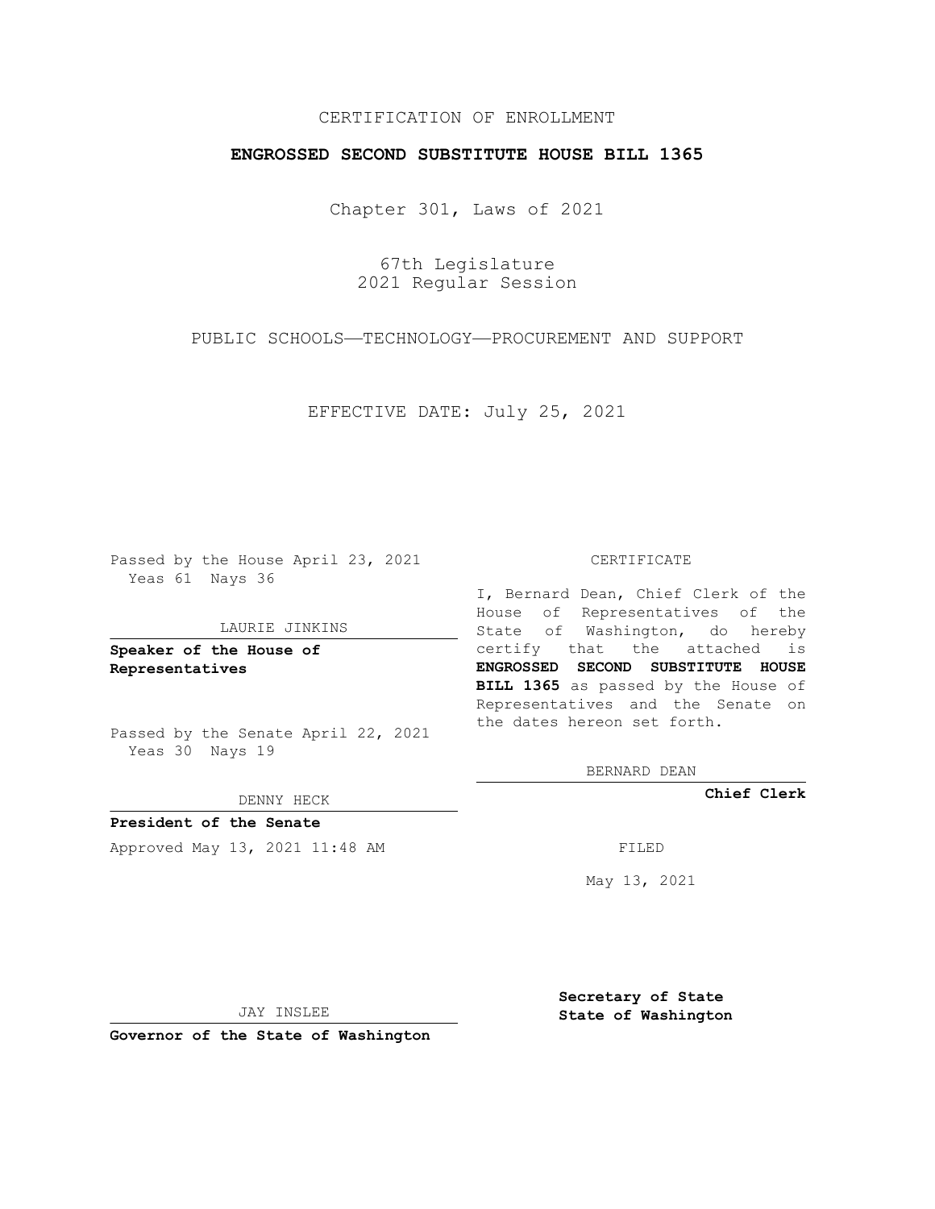CERTIFICATION OF ENROLLMENT

**ENGROSSED SECOND SUBSTITUTE HOUSE BILL 1365**

Chapter 301, Laws of 2021

67th Legislature
2021 Regular Session

PUBLIC SCHOOLS—TECHNOLOGY—PROCUREMENT AND SUPPORT

EFFECTIVE DATE: July 25, 2021

Passed by the House April 23, 2021
Yeas 61 Nays 36

LAURIE JINKINS

**Speaker of the House of Representatives**

Passed by the Senate April 22, 2021
Yeas 30 Nays 19

DENNY HECK

**President of the Senate**

Approved May 13, 2021 11:48 AM

JAY INSLEE

**Governor of the State of Washington**

CERTIFICATE

I, Bernard Dean, Chief Clerk of the House of Representatives of the State of Washington, do hereby certify that the attached is **ENGROSSED SECOND SUBSTITUTE HOUSE BILL 1365** as passed by the House of Representatives and the Senate on the dates hereon set forth.

BERNARD DEAN

**Chief Clerk**

FILED

May 13, 2021

**Secretary of State**
**State of Washington**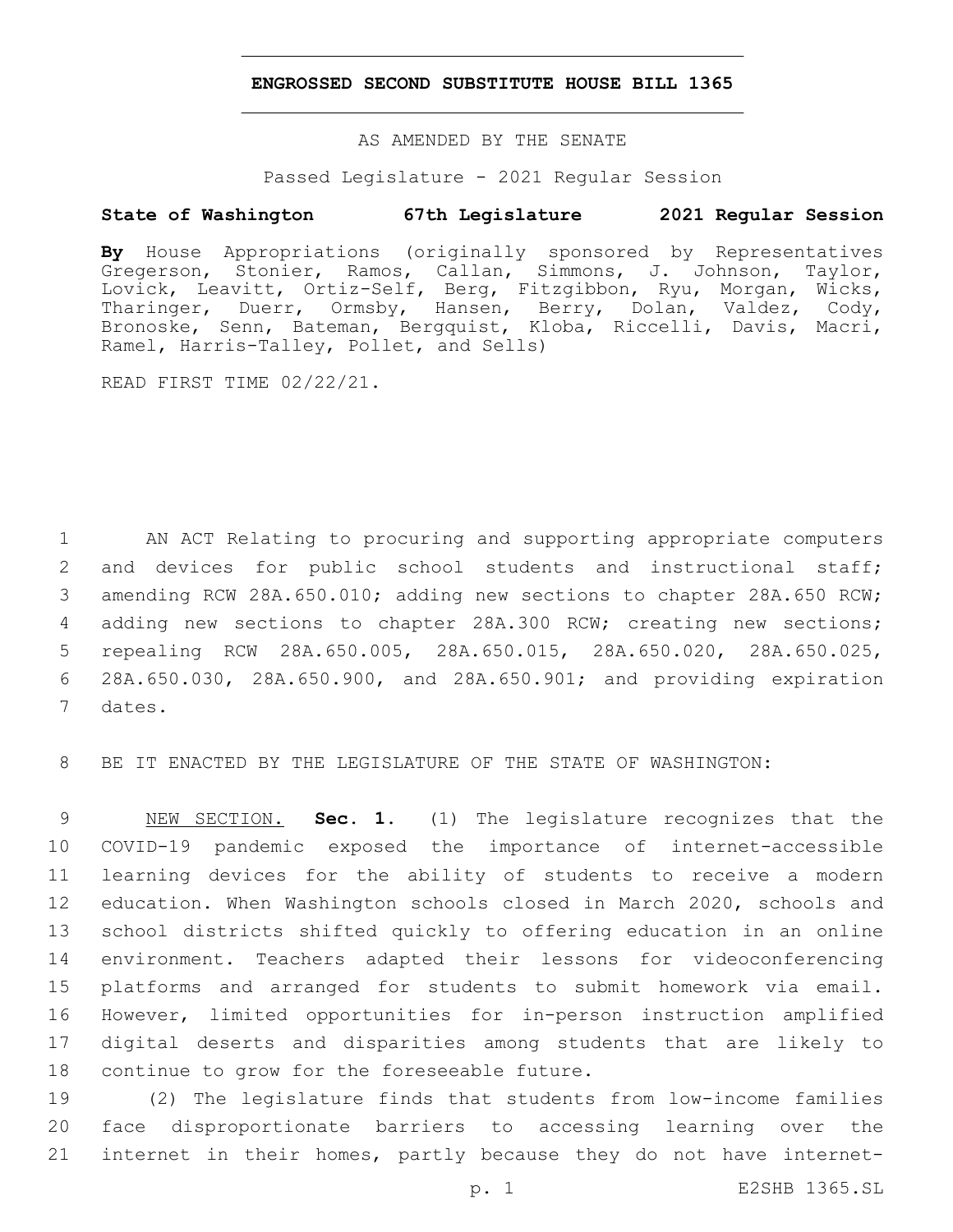# ENGROSSED SECOND SUBSTITUTE HOUSE BILL 1365

AS AMENDED BY THE SENATE

Passed Legislature - 2021 Regular Session

**State of Washington 67th Legislature 2021 Regular Session**

**By** House Appropriations (originally sponsored by Representatives Gregerson, Stonier, Ramos, Callan, Simmons, J. Johnson, Taylor, Lovick, Leavitt, Ortiz-Self, Berg, Fitzgibbon, Ryu, Morgan, Wicks, Tharinger, Duerr, Ormsby, Hansen, Berry, Dolan, Valdez, Cody, Bronoske, Senn, Bateman, Bergquist, Kloba, Riccelli, Davis, Macri, Ramel, Harris-Talley, Pollet, and Sells)

READ FIRST TIME 02/22/21.

AN ACT Relating to procuring and supporting appropriate computers and devices for public school students and instructional staff; amending RCW 28A.650.010; adding new sections to chapter 28A.650 RCW; adding new sections to chapter 28A.300 RCW; creating new sections; repealing RCW 28A.650.005, 28A.650.015, 28A.650.020, 28A.650.025, 28A.650.030, 28A.650.900, and 28A.650.901; and providing expiration dates.

BE IT ENACTED BY THE LEGISLATURE OF THE STATE OF WASHINGTON:

NEW SECTION. **Sec. 1.** (1) The legislature recognizes that the COVID-19 pandemic exposed the importance of internet-accessible learning devices for the ability of students to receive a modern education. When Washington schools closed in March 2020, schools and school districts shifted quickly to offering education in an online environment. Teachers adapted their lessons for videoconferencing platforms and arranged for students to submit homework via email. However, limited opportunities for in-person instruction amplified digital deserts and disparities among students that are likely to continue to grow for the foreseeable future.

(2) The legislature finds that students from low-income families face disproportionate barriers to accessing learning over the internet in their homes, partly because they do not have internet-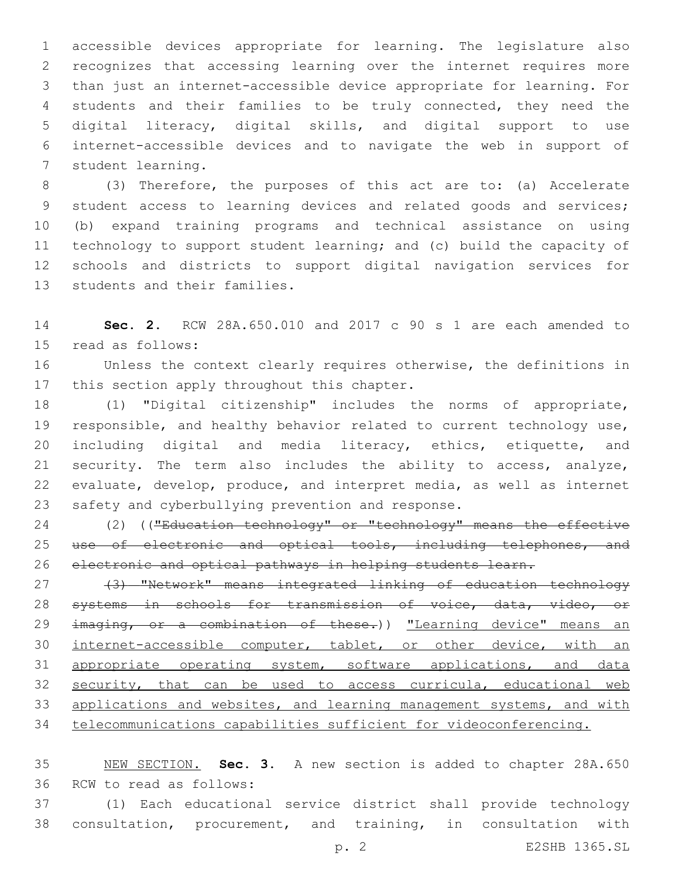accessible devices appropriate for learning. The legislature also recognizes that accessing learning over the internet requires more than just an internet-accessible device appropriate for learning. For students and their families to be truly connected, they need the digital literacy, digital skills, and digital support to use internet-accessible devices and to navigate the web in support of student learning.

(3) Therefore, the purposes of this act are to: (a) Accelerate student access to learning devices and related goods and services; (b) expand training programs and technical assistance on using technology to support student learning; and (c) build the capacity of schools and districts to support digital navigation services for students and their families.

**Sec. 2.** RCW 28A.650.010 and 2017 c 90 s 1 are each amended to read as follows:

Unless the context clearly requires otherwise, the definitions in this section apply throughout this chapter.

(1) "Digital citizenship" includes the norms of appropriate, responsible, and healthy behavior related to current technology use, including digital and media literacy, ethics, etiquette, and security. The term also includes the ability to access, analyze, evaluate, develop, produce, and interpret media, as well as internet safety and cyberbullying prevention and response.

(2) ((~~"Education technology" or "technology" means the effective use of electronic and optical tools, including telephones, and electronic and optical pathways in helping students learn.~~

~~(3) "Network" means integrated linking of education technology systems in schools for transmission of voice, data, video, or imaging, or a combination of these.~~)) <u>"Learning device" means an internet-accessible computer, tablet, or other device, with an appropriate operating system, software applications, and data security, that can be used to access curricula, educational web applications and websites, and learning management systems, and with telecommunications capabilities sufficient for videoconferencing.</u>

<u>NEW SECTION.</u> **Sec. 3.** A new section is added to chapter 28A.650 RCW to read as follows:

(1) Each educational service district shall provide technology consultation, procurement, and training, in consultation with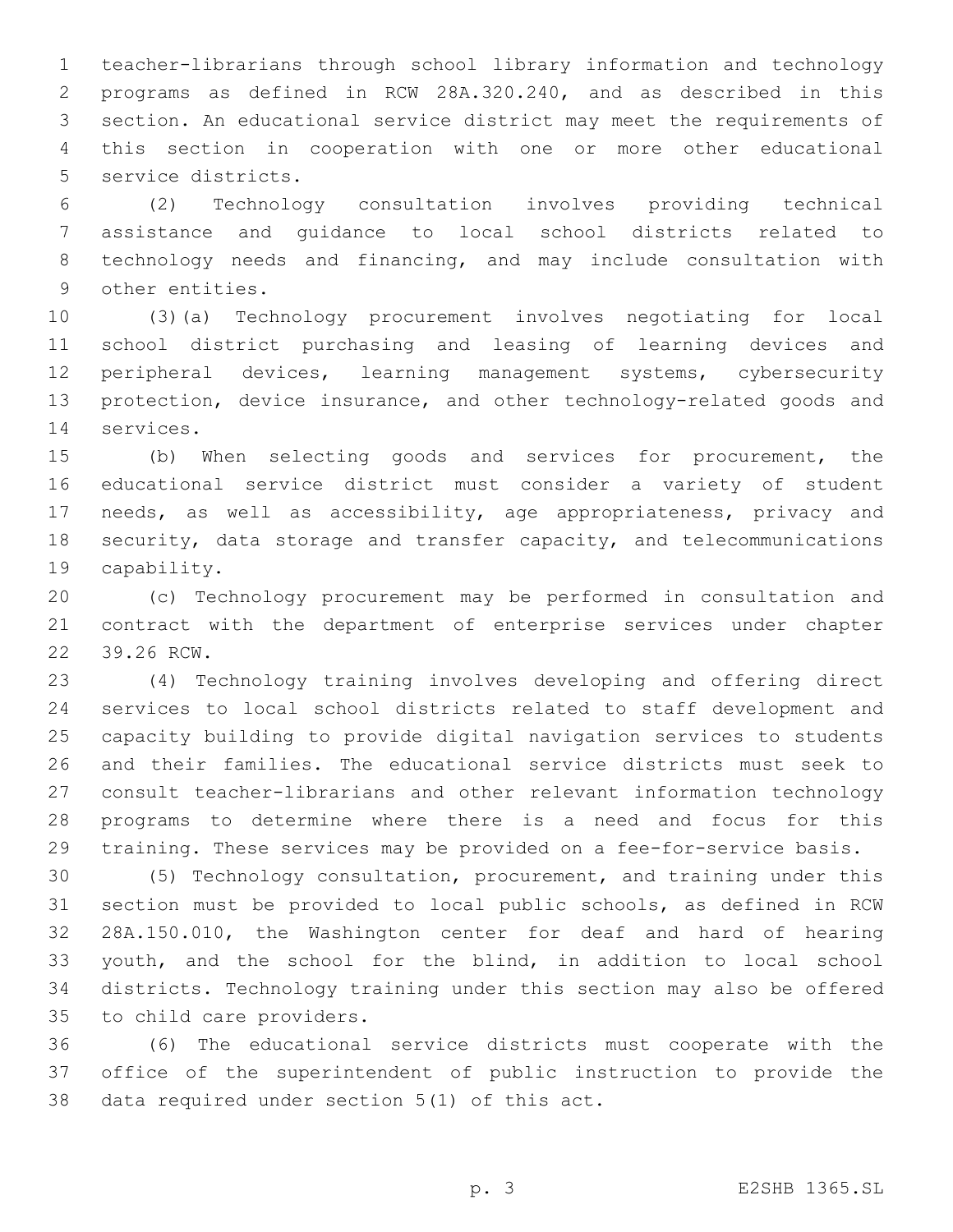teacher-librarians through school library information and technology programs as defined in RCW 28A.320.240, and as described in this section. An educational service district may meet the requirements of this section in cooperation with one or more other educational service districts.

(2) Technology consultation involves providing technical assistance and guidance to local school districts related to technology needs and financing, and may include consultation with other entities.

(3)(a) Technology procurement involves negotiating for local school district purchasing and leasing of learning devices and peripheral devices, learning management systems, cybersecurity protection, device insurance, and other technology-related goods and services.

(b) When selecting goods and services for procurement, the educational service district must consider a variety of student needs, as well as accessibility, age appropriateness, privacy and security, data storage and transfer capacity, and telecommunications capability.

(c) Technology procurement may be performed in consultation and contract with the department of enterprise services under chapter 39.26 RCW.

(4) Technology training involves developing and offering direct services to local school districts related to staff development and capacity building to provide digital navigation services to students and their families. The educational service districts must seek to consult teacher-librarians and other relevant information technology programs to determine where there is a need and focus for this training. These services may be provided on a fee-for-service basis.

(5) Technology consultation, procurement, and training under this section must be provided to local public schools, as defined in RCW 28A.150.010, the Washington center for deaf and hard of hearing youth, and the school for the blind, in addition to local school districts. Technology training under this section may also be offered to child care providers.

(6) The educational service districts must cooperate with the office of the superintendent of public instruction to provide the data required under section 5(1) of this act.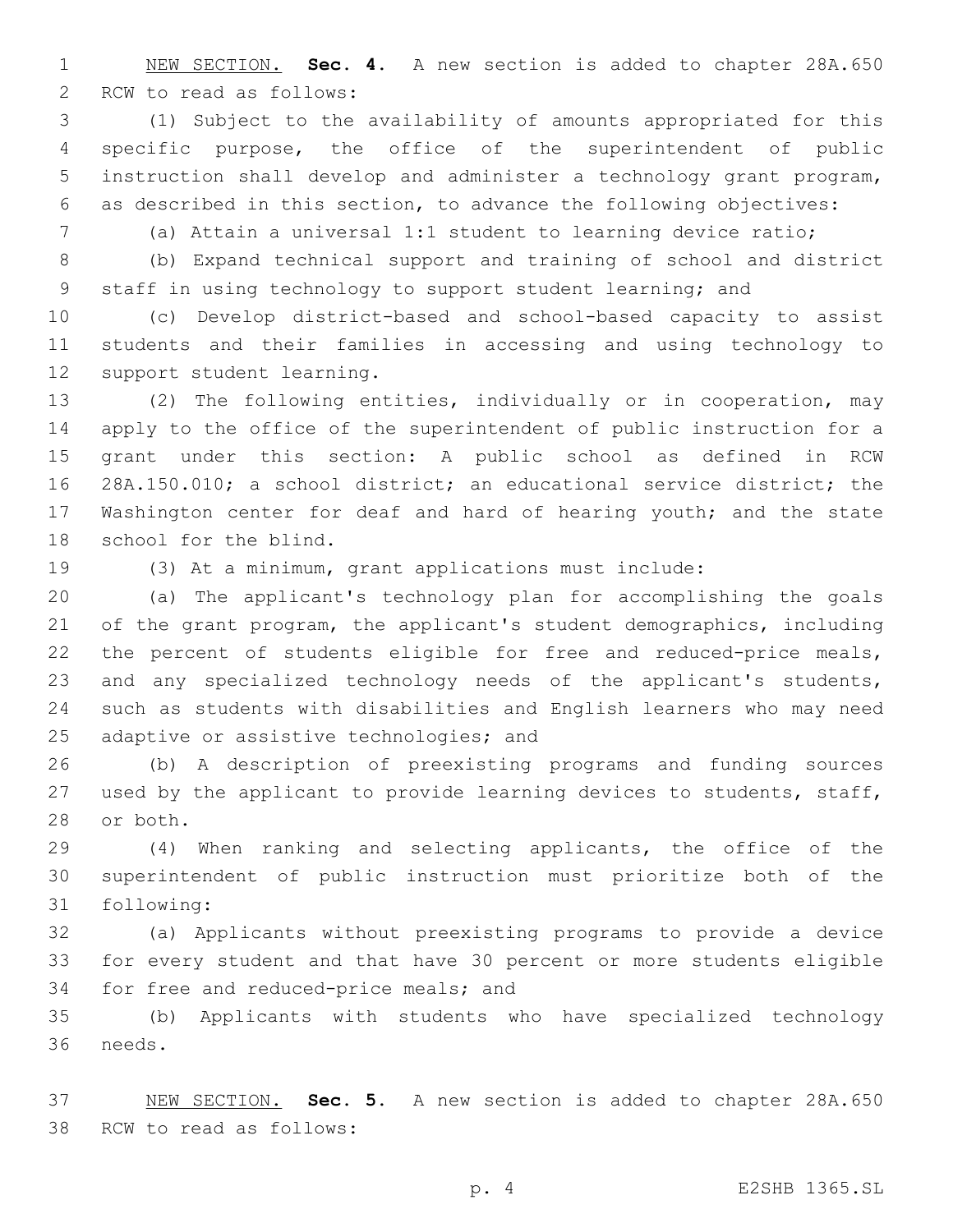NEW SECTION. **Sec. 4.** A new section is added to chapter 28A.650 RCW to read as follows:

(1) Subject to the availability of amounts appropriated for this specific purpose, the office of the superintendent of public instruction shall develop and administer a technology grant program, as described in this section, to advance the following objectives:

(a) Attain a universal 1:1 student to learning device ratio;

(b) Expand technical support and training of school and district staff in using technology to support student learning; and

(c) Develop district-based and school-based capacity to assist students and their families in accessing and using technology to support student learning.

(2) The following entities, individually or in cooperation, may apply to the office of the superintendent of public instruction for a grant under this section: A public school as defined in RCW 28A.150.010; a school district; an educational service district; the Washington center for deaf and hard of hearing youth; and the state school for the blind.

(3) At a minimum, grant applications must include:

(a) The applicant's technology plan for accomplishing the goals of the grant program, the applicant's student demographics, including the percent of students eligible for free and reduced-price meals, and any specialized technology needs of the applicant's students, such as students with disabilities and English learners who may need adaptive or assistive technologies; and

(b) A description of preexisting programs and funding sources used by the applicant to provide learning devices to students, staff, or both.

(4) When ranking and selecting applicants, the office of the superintendent of public instruction must prioritize both of the following:

(a) Applicants without preexisting programs to provide a device for every student and that have 30 percent or more students eligible for free and reduced-price meals; and

(b) Applicants with students who have specialized technology needs.

NEW SECTION. **Sec. 5.** A new section is added to chapter 28A.650 RCW to read as follows: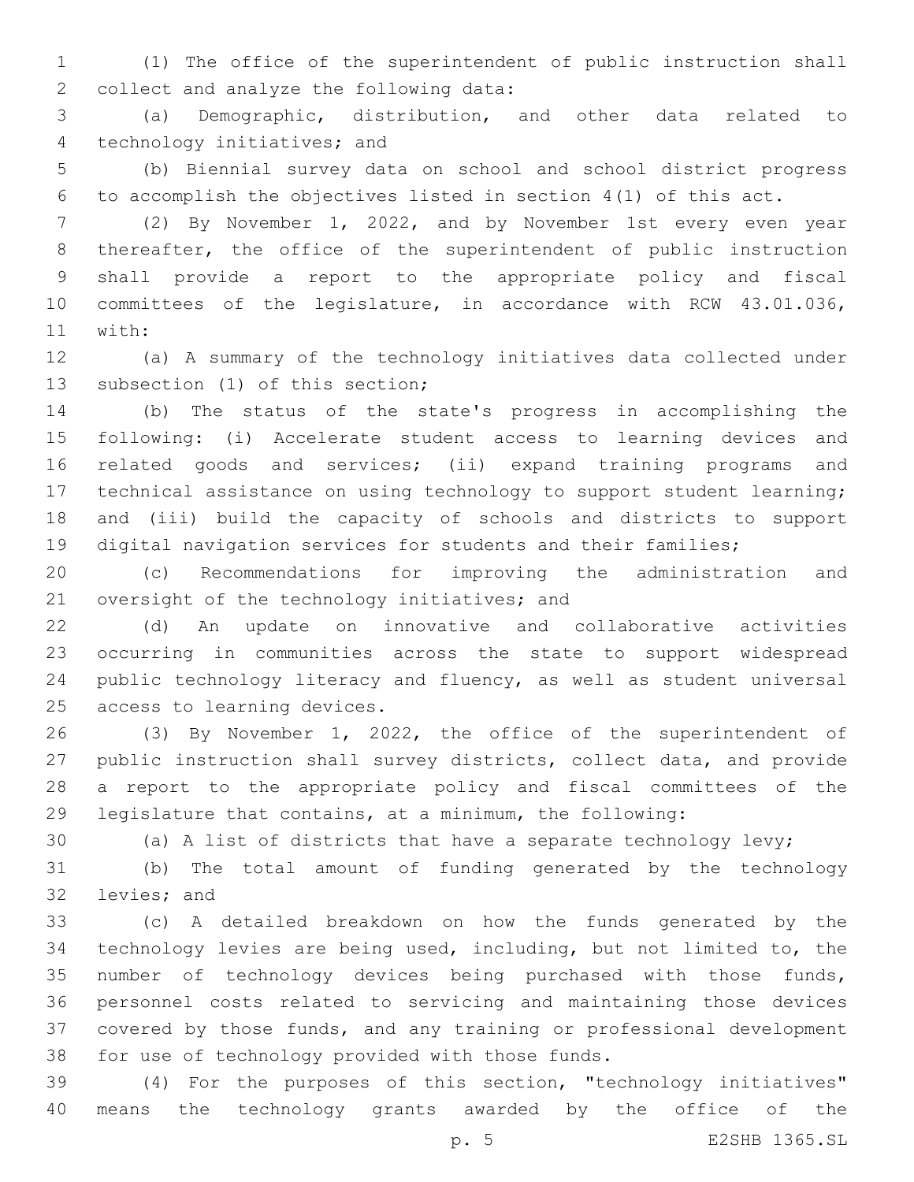(1) The office of the superintendent of public instruction shall collect and analyze the following data:

(a) Demographic, distribution, and other data related to technology initiatives; and

(b) Biennial survey data on school and school district progress to accomplish the objectives listed in section 4(1) of this act.

(2) By November 1, 2022, and by November 1st every even year thereafter, the office of the superintendent of public instruction shall provide a report to the appropriate policy and fiscal committees of the legislature, in accordance with RCW 43.01.036, with:

(a) A summary of the technology initiatives data collected under subsection (1) of this section;

(b) The status of the state's progress in accomplishing the following: (i) Accelerate student access to learning devices and related goods and services; (ii) expand training programs and technical assistance on using technology to support student learning; and (iii) build the capacity of schools and districts to support digital navigation services for students and their families;

(c) Recommendations for improving the administration and oversight of the technology initiatives; and

(d) An update on innovative and collaborative activities occurring in communities across the state to support widespread public technology literacy and fluency, as well as student universal access to learning devices.

(3) By November 1, 2022, the office of the superintendent of public instruction shall survey districts, collect data, and provide a report to the appropriate policy and fiscal committees of the legislature that contains, at a minimum, the following:

(a) A list of districts that have a separate technology levy;

(b) The total amount of funding generated by the technology levies; and

(c) A detailed breakdown on how the funds generated by the technology levies are being used, including, but not limited to, the number of technology devices being purchased with those funds, personnel costs related to servicing and maintaining those devices covered by those funds, and any training or professional development for use of technology provided with those funds.

(4) For the purposes of this section, "technology initiatives" means the technology grants awarded by the office of the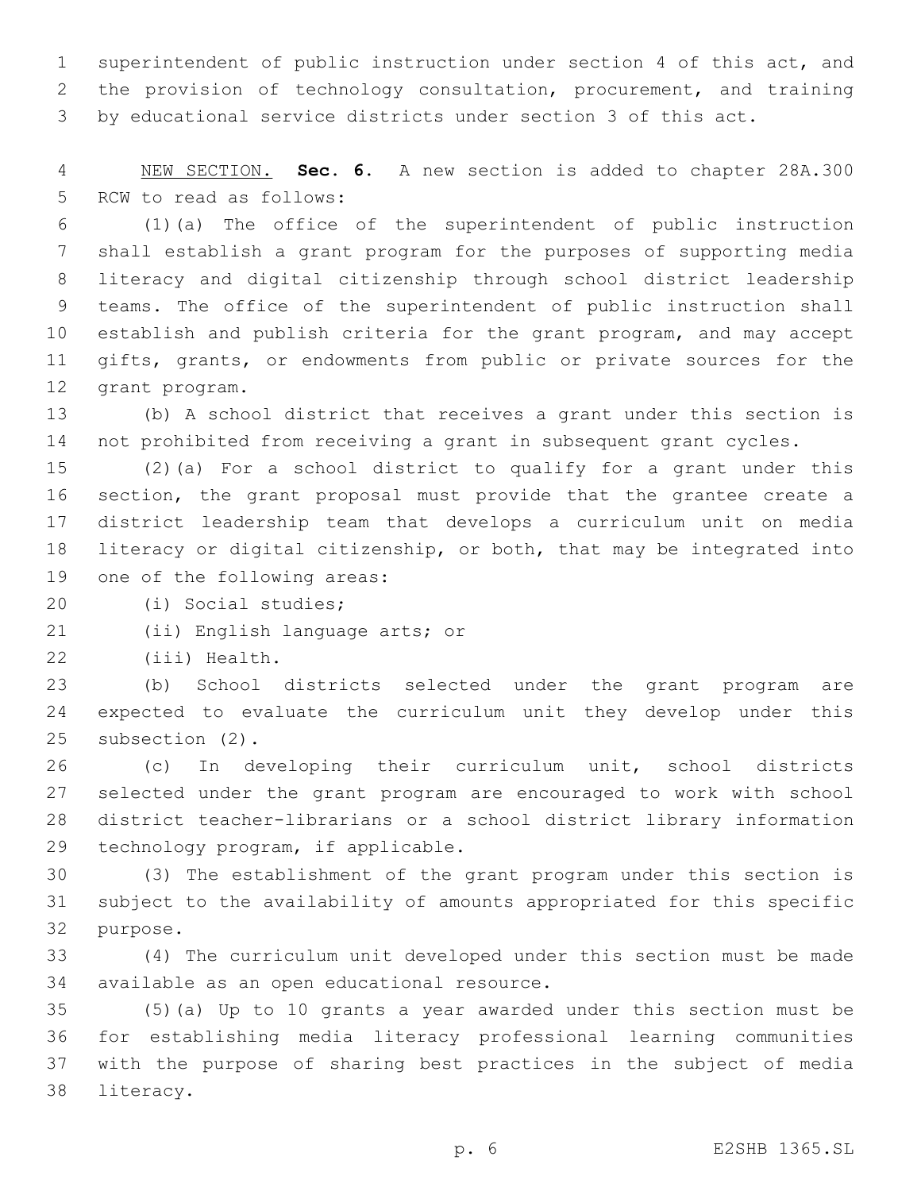superintendent of public instruction under section 4 of this act, and the provision of technology consultation, procurement, and training by educational service districts under section 3 of this act.

NEW SECTION. **Sec. 6.** A new section is added to chapter 28A.300 RCW to read as follows:

(1)(a) The office of the superintendent of public instruction shall establish a grant program for the purposes of supporting media literacy and digital citizenship through school district leadership teams. The office of the superintendent of public instruction shall establish and publish criteria for the grant program, and may accept gifts, grants, or endowments from public or private sources for the grant program.

(b) A school district that receives a grant under this section is not prohibited from receiving a grant in subsequent grant cycles.

(2)(a) For a school district to qualify for a grant under this section, the grant proposal must provide that the grantee create a district leadership team that develops a curriculum unit on media literacy or digital citizenship, or both, that may be integrated into one of the following areas:

(i) Social studies;

(ii) English language arts; or

(iii) Health.

(b) School districts selected under the grant program are expected to evaluate the curriculum unit they develop under this subsection (2).

(c) In developing their curriculum unit, school districts selected under the grant program are encouraged to work with school district teacher-librarians or a school district library information technology program, if applicable.

(3) The establishment of the grant program under this section is subject to the availability of amounts appropriated for this specific purpose.

(4) The curriculum unit developed under this section must be made available as an open educational resource.

(5)(a) Up to 10 grants a year awarded under this section must be for establishing media literacy professional learning communities with the purpose of sharing best practices in the subject of media literacy.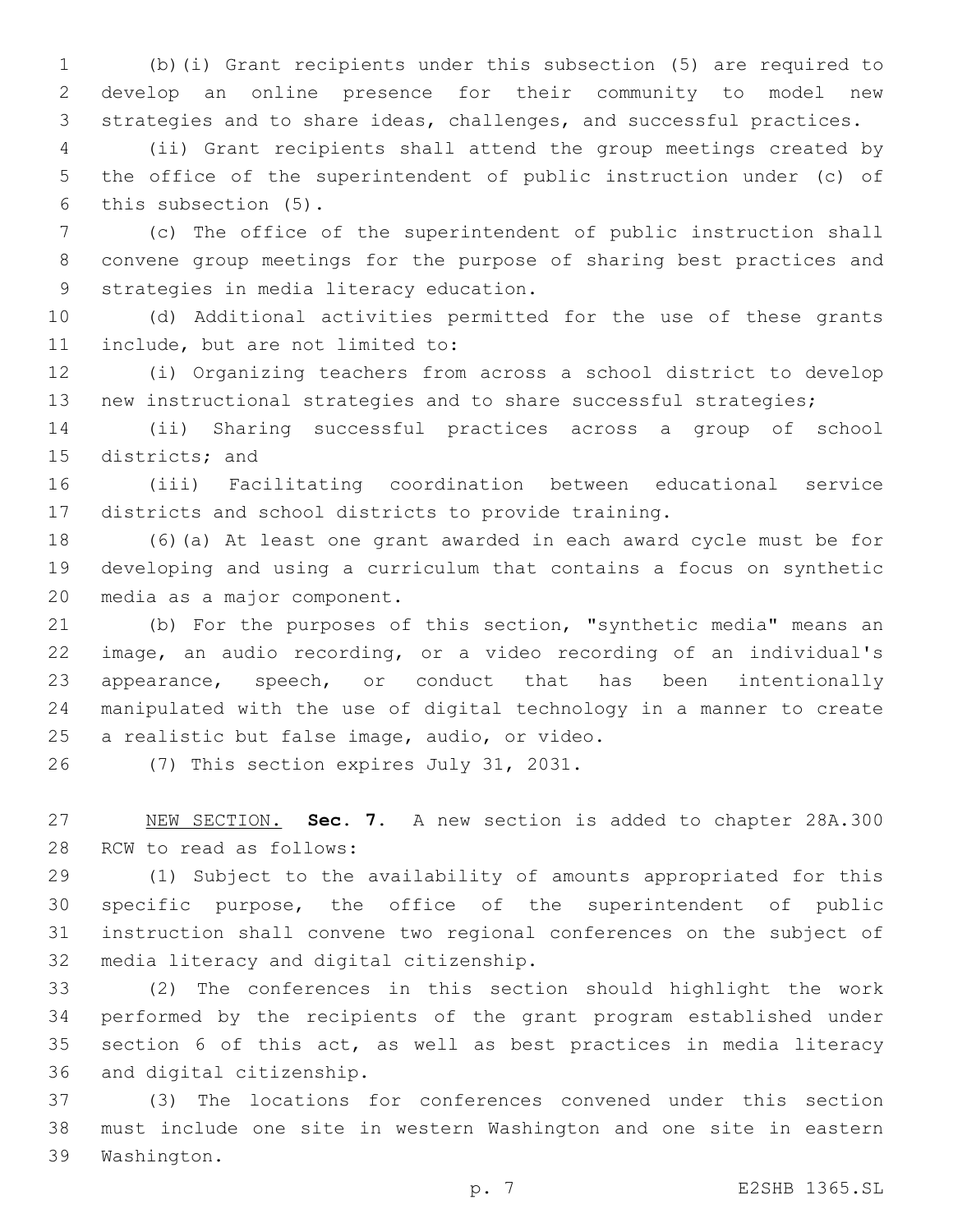(b)(i) Grant recipients under this subsection (5) are required to develop an online presence for their community to model new strategies and to share ideas, challenges, and successful practices.

(ii) Grant recipients shall attend the group meetings created by the office of the superintendent of public instruction under (c) of this subsection (5).

(c) The office of the superintendent of public instruction shall convene group meetings for the purpose of sharing best practices and strategies in media literacy education.

(d) Additional activities permitted for the use of these grants include, but are not limited to:

(i) Organizing teachers from across a school district to develop new instructional strategies and to share successful strategies;

(ii) Sharing successful practices across a group of school districts; and

(iii) Facilitating coordination between educational service districts and school districts to provide training.

(6)(a) At least one grant awarded in each award cycle must be for developing and using a curriculum that contains a focus on synthetic media as a major component.

(b) For the purposes of this section, "synthetic media" means an image, an audio recording, or a video recording of an individual's appearance, speech, or conduct that has been intentionally manipulated with the use of digital technology in a manner to create a realistic but false image, audio, or video.

(7) This section expires July 31, 2031.

NEW SECTION. **Sec. 7.** A new section is added to chapter 28A.300 RCW to read as follows:

(1) Subject to the availability of amounts appropriated for this specific purpose, the office of the superintendent of public instruction shall convene two regional conferences on the subject of media literacy and digital citizenship.

(2) The conferences in this section should highlight the work performed by the recipients of the grant program established under section 6 of this act, as well as best practices in media literacy and digital citizenship.

(3) The locations for conferences convened under this section must include one site in western Washington and one site in eastern Washington.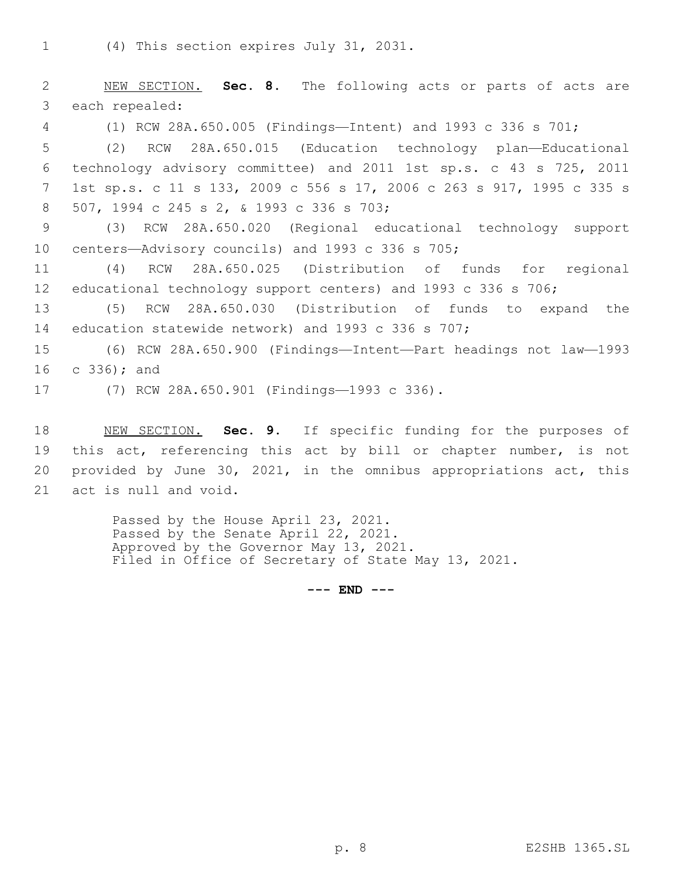(4) This section expires July 31, 2031.

NEW SECTION. **Sec. 8.** The following acts or parts of acts are each repealed:

(1) RCW 28A.650.005 (Findings—Intent) and 1993 c 336 s 701;

(2) RCW 28A.650.015 (Education technology plan—Educational technology advisory committee) and 2011 1st sp.s. c 43 s 725, 2011 1st sp.s. c 11 s 133, 2009 c 556 s 17, 2006 c 263 s 917, 1995 c 335 s 507, 1994 c 245 s 2, & 1993 c 336 s 703;

(3) RCW 28A.650.020 (Regional educational technology support centers—Advisory councils) and 1993 c 336 s 705;

(4) RCW 28A.650.025 (Distribution of funds for regional educational technology support centers) and 1993 c 336 s 706;

(5) RCW 28A.650.030 (Distribution of funds to expand the education statewide network) and 1993 c 336 s 707;

(6) RCW 28A.650.900 (Findings—Intent—Part headings not law—1993 c 336); and

(7) RCW 28A.650.901 (Findings—1993 c 336).

NEW SECTION. **Sec. 9.** If specific funding for the purposes of this act, referencing this act by bill or chapter number, is not provided by June 30, 2021, in the omnibus appropriations act, this act is null and void.

Passed by the House April 23, 2021.
Passed by the Senate April 22, 2021.
Approved by the Governor May 13, 2021.
Filed in Office of Secretary of State May 13, 2021.

**--- END ---**